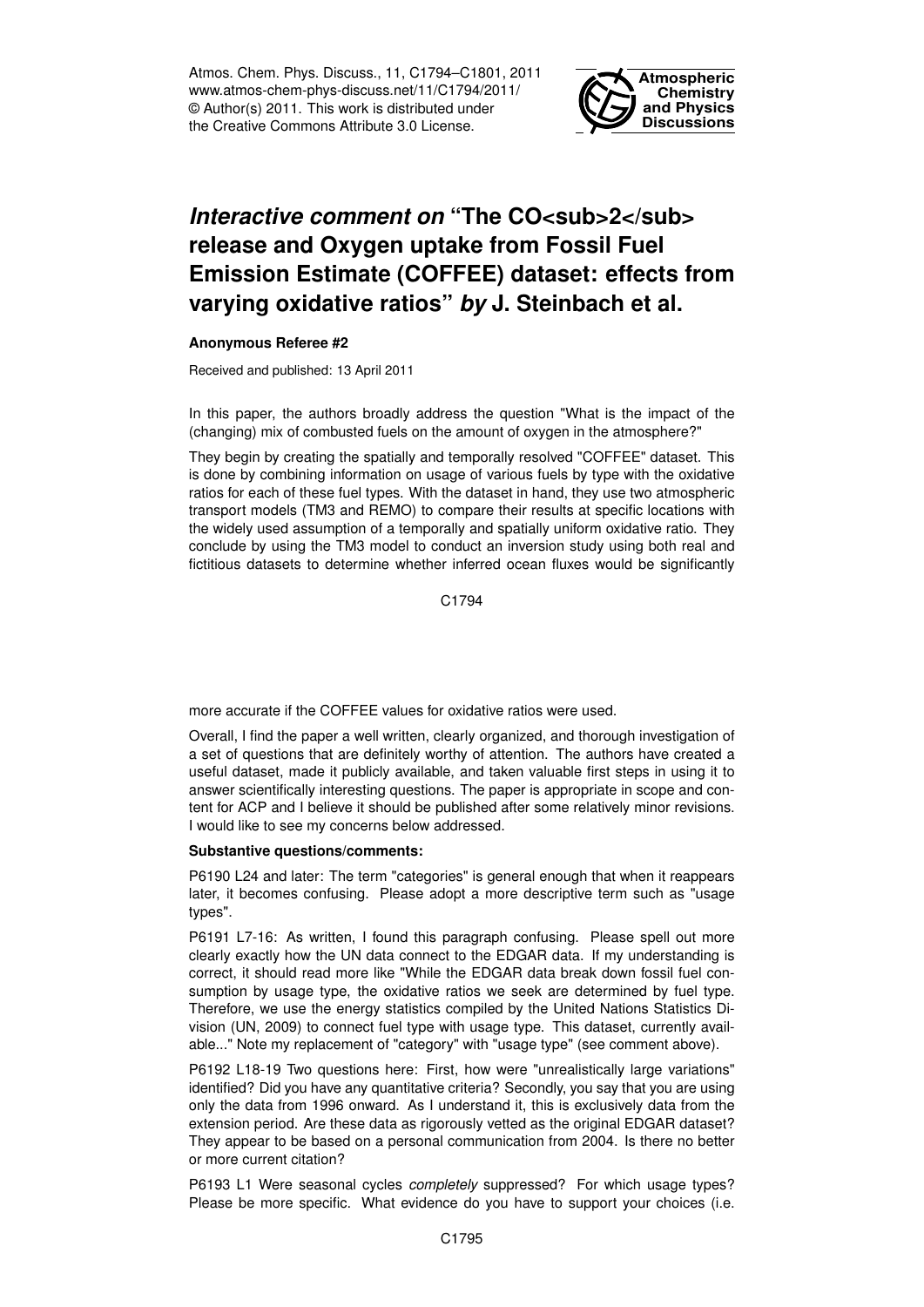# *Interactive comment on* "The $CO_2$ release and Oxygen uptake from Fossil Fuel Emission Estimate (COFFEE) dataset: effects from varying oxidative ratios" *by* J. Steinbach et al.

**Anonymous Referee #2**

Received and published: 13 April 2011

In this paper, the authors broadly address the question "What is the impact of the (changing) mix of combusted fuels on the amount of oxygen in the atmosphere?"

They begin by creating the spatially and temporally resolved "COFFEE" dataset. This is done by combining information on usage of various fuels by type with the oxidative ratios for each of these fuel types. With the dataset in hand, they use two atmospheric transport models (TM3 and REMO) to compare their results at specific locations with the widely used assumption of a temporally and spatially uniform oxidative ratio. They conclude by using the TM3 model to conduct an inversion study using both real and fictitious datasets to determine whether inferred ocean fluxes would be significantly more accurate if the COFFEE values for oxidative ratios were used.

Overall, I find the paper a well written, clearly organized, and thorough investigation of a set of questions that are definitely worthy of attention. The authors have created a useful dataset, made it publicly available, and taken valuable first steps in using it to answer scientifically interesting questions. The paper is appropriate in scope and content for ACP and I believe it should be published after some relatively minor revisions. I would like to see my concerns below addressed.

**Substantive questions/comments:**

P6190 L24 and later: The term "categories" is general enough that when it reappears later, it becomes confusing. Please adopt a more descriptive term such as "usage types".

P6191 L7-16: As written, I found this paragraph confusing. Please spell out more clearly exactly how the UN data connect to the EDGAR data. If my understanding is correct, it should read more like "While the EDGAR data break down fossil fuel consumption by usage type, the oxidative ratios we seek are determined by fuel type. Therefore, we use the energy statistics compiled by the United Nations Statistics Division (UN, 2009) to connect fuel type with usage type. This dataset, currently available..." Note my replacement of "category" with "usage type" (see comment above).

P6192 L18-19 Two questions here: First, how were "unrealistically large variations" identified? Did you have any quantitative criteria? Secondly, you say that you are using only the data from 1996 onward. As I understand it, this is exclusively data from the extension period. Are these data as rigorously vetted as the original EDGAR dataset? They appear to be based on a personal communication from 2004. Is there no better or more current citation?

P6193 L1 Were seasonal cycles *completely* suppressed? For which usage types? Please be more specific. What evidence do you have to support your choices (i.e.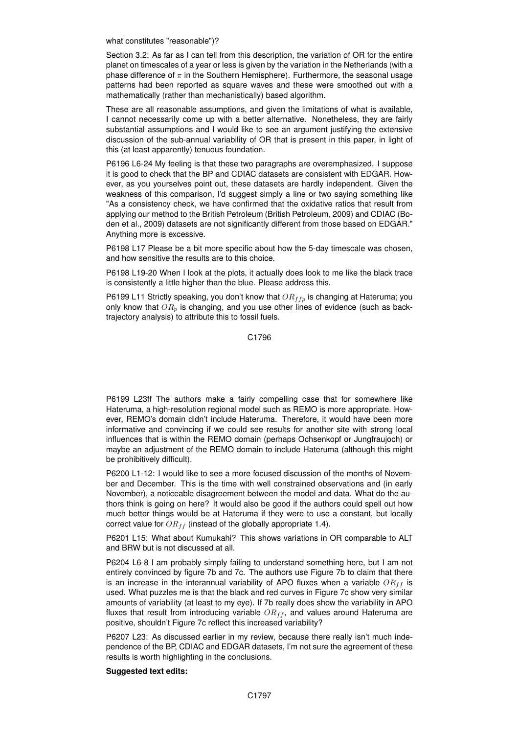what constitutes "reasonable")?

Section 3.2: As far as I can tell from this description, the variation of OR for the entire planet on timescales of a year or less is given by the variation in the Netherlands (with a phase difference of $\pi$ in the Southern Hemisphere). Furthermore, the seasonal usage patterns had been reported as square waves and these were smoothed out with a mathematically (rather than mechanistically) based algorithm.

These are all reasonable assumptions, and given the limitations of what is available, I cannot necessarily come up with a better alternative. Nonetheless, they are fairly substantial assumptions and I would like to see an argument justifying the extensive discussion of the sub-annual variability of OR that is present in this paper, in light of this (at least apparently) tenuous foundation.

P6196 L6-24 My feeling is that these two paragraphs are overemphasized. I suppose it is good to check that the BP and CDIAC datasets are consistent with EDGAR. However, as you yourselves point out, these datasets are hardly independent. Given the weakness of this comparison, I'd suggest simply a line or two saying something like "As a consistency check, we have confirmed that the oxidative ratios that result from applying our method to the British Petroleum (British Petroleum, 2009) and CDIAC (Boden et al., 2009) datasets are not significantly different from those based on EDGAR." Anything more is excessive.

P6198 L17 Please be a bit more specific about how the 5-day timescale was chosen, and how sensitive the results are to this choice.

P6198 L19-20 When I look at the plots, it actually does look to me like the black trace is consistently a little higher than the blue. Please address this.

P6199 L11 Strictly speaking, you don't know that $OR_{ffp}$ is changing at Hateruma; you only know that $OR_p$ is changing, and you use other lines of evidence (such as back-trajectory analysis) to attribute this to fossil fuels.

P6199 L23ff The authors make a fairly compelling case that for somewhere like Hateruma, a high-resolution regional model such as REMO is more appropriate. However, REMO's domain didn't include Hateruma. Therefore, it would have been more informative and convincing if we could see results for another site with strong local influences that is within the REMO domain (perhaps Ochsenkopf or Jungfraujoch) or maybe an adjustment of the REMO domain to include Hateruma (although this might be prohibitively difficult).

P6200 L1-12: I would like to see a more focused discussion of the months of November and December. This is the time with well constrained observations and (in early November), a noticeable disagreement between the model and data. What do the authors think is going on here? It would also be good if the authors could spell out how much better things would be at Hateruma if they were to use a constant, but locally correct value for $OR_{ff}$ (instead of the globally appropriate 1.4).

P6201 L15: What about Kumukahi? This shows variations in OR comparable to ALT and BRW but is not discussed at all.

P6204 L6-8 I am probably simply failing to understand something here, but I am not entirely convinced by figure 7b and 7c. The authors use Figure 7b to claim that there is an increase in the interannual variability of APO fluxes when a variable $OR_{ff}$ is used. What puzzles me is that the black and red curves in Figure 7c show very similar amounts of variability (at least to my eye). If 7b really does show the variability in APO fluxes that result from introducing variable $OR_{ff}$, and values around Hateruma are positive, shouldn't Figure 7c reflect this increased variability?

P6207 L23: As discussed earlier in my review, because there really isn't much independence of the BP, CDIAC and EDGAR datasets, I'm not sure the agreement of these results is worth highlighting in the conclusions.

**Suggested text edits:**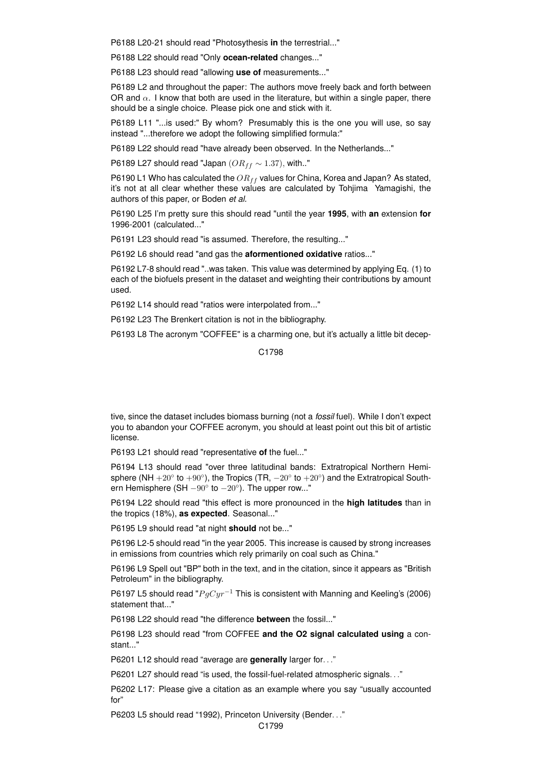P6188 L20-21 should read "Photosythesis **in** the terrestrial..."

P6188 L22 should read "Only **ocean-related** changes..."

P6188 L23 should read "allowing **use of** measurements..."

P6189 L2 and throughout the paper: The authors move freely back and forth between OR and $\alpha$. I know that both are used in the literature, but within a single paper, there should be a single choice. Please pick one and stick with it.

P6189 L11 "...is used:" By whom? Presumably this is the one you will use, so say instead "...therefore we adopt the following simplified formula:"

P6189 L22 should read "have already been observed. In the Netherlands..."

P6189 L27 should read "Japan ($OR_{ff} \sim 1.37$), with.."

P6190 L1 Who has calculated the $OR_{ff}$ values for China, Korea and Japan? As stated, it's not at all clear whether these values are calculated by Tohjima Yamagishi, the authors of this paper, or Boden *et al.*

P6190 L25 I'm pretty sure this should read "until the year **1995**, with **an** extension **for** 1996-2001 (calculated..."

P6191 L23 should read "is assumed. Therefore, the resulting..."

P6192 L6 should read "and gas the **aformentioned oxidative** ratios..."

P6192 L7-8 should read "..was taken. This value was determined by applying Eq. (1) to each of the biofuels present in the dataset and weighting their contributions by amount used.

P6192 L14 should read "ratios were interpolated from..."

P6192 L23 The Brenkert citation is not in the bibliography.

P6193 L8 The acronym "COFFEE" is a charming one, but it's actually a little bit deceptive, since the dataset includes biomass burning (not a *fossil* fuel). While I don't expect you to abandon your COFFEE acronym, you should at least point out this bit of artistic license.

P6193 L21 should read "representative **of** the fuel..."

P6194 L13 should read "over three latitudinal bands: Extratropical Northern Hemisphere (NH $+20°$ to $+90°$), the Tropics (TR, $-20°$ to $+20°$) and the Extratropical Southern Hemisphere (SH $-90°$ to $-20°$). The upper row..."

P6194 L22 should read "this effect is more pronounced in the **high latitudes** than in the tropics (18%), **as expected**. Seasonal..."

P6195 L9 should read "at night **should** not be..."

P6196 L2-5 should read "in the year 2005. This increase is caused by strong increases in emissions from countries which rely primarily on coal such as China."

P6196 L9 Spell out "BP" both in the text, and in the citation, since it appears as "British Petroleum" in the bibliography.

P6197 L5 should read "$PgCyr^{-1}$ This is consistent with Manning and Keeling's (2006) statement that..."

P6198 L22 should read "the difference **between** the fossil..."

P6198 L23 should read "from COFFEE **and the O2 signal calculated using** a constant..."

P6201 L12 should read “average are **generally** larger for. . .”

P6201 L27 should read “is used, the fossil-fuel-related atmospheric signals. . .”

P6202 L17: Please give a citation as an example where you say “usually accounted for”

P6203 L5 should read “1992), Princeton University (Bender. . .”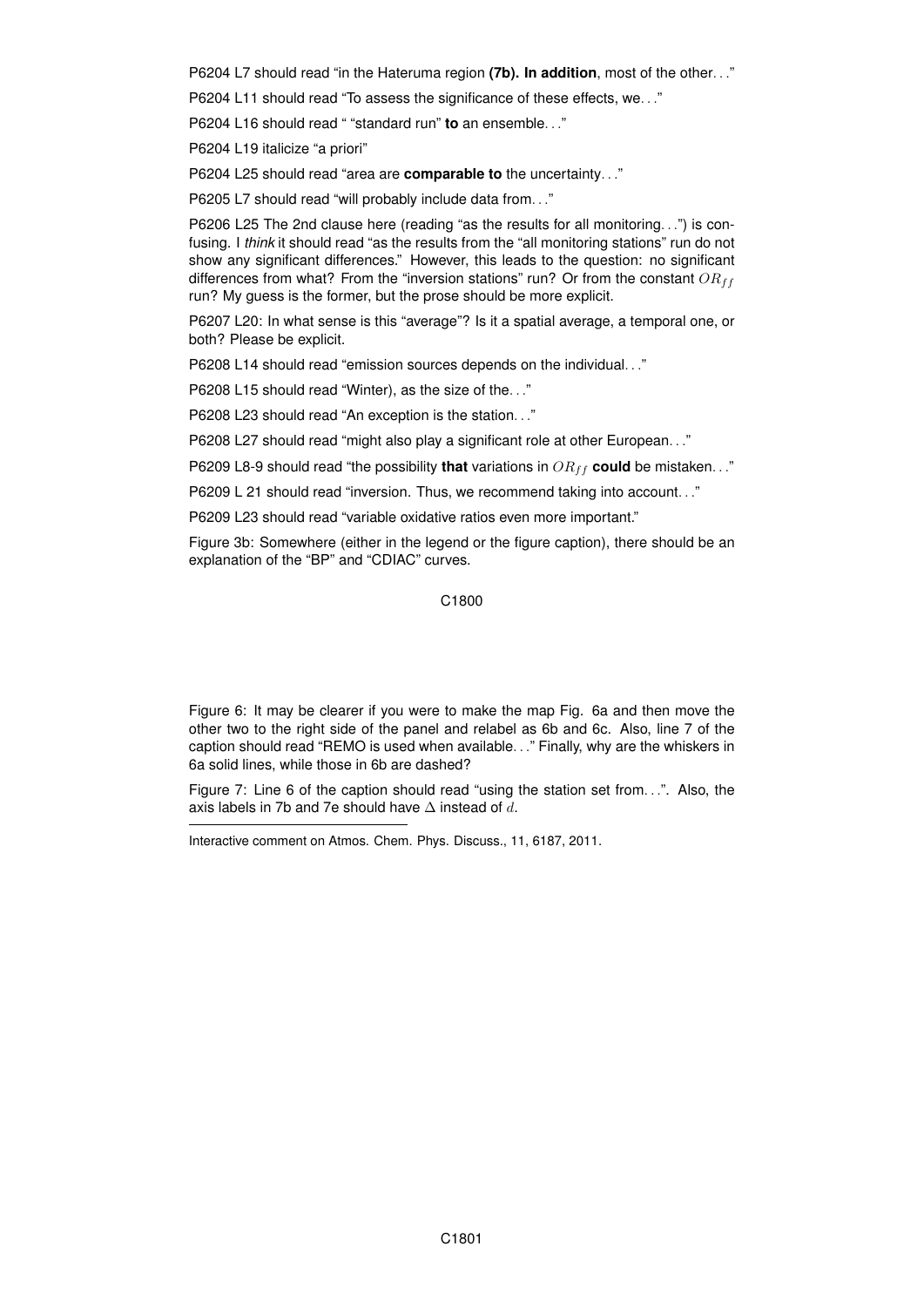P6204 L7 should read “in the Hateruma region **(7b). In addition**, most of the other…”

P6204 L11 should read “To assess the significance of these effects, we…”

P6204 L16 should read “ “standard run” **to** an ensemble…”

P6204 L19 italicize “a priori”

P6204 L25 should read “area are **comparable to** the uncertainty…”

P6205 L7 should read “will probably include data from…”

P6206 L25 The 2nd clause here (reading “as the results for all monitoring…”) is confusing. I *think* it should read “as the results from the “all monitoring stations” run do not show any significant differences.” However, this leads to the question: no significant differences from what? From the “inversion stations” run? Or from the constant $OR_{ff}$ run? My guess is the former, but the prose should be more explicit.

P6207 L20: In what sense is this “average”? Is it a spatial average, a temporal one, or both? Please be explicit.

P6208 L14 should read “emission sources depends on the individual…”

P6208 L15 should read “Winter), as the size of the…”

P6208 L23 should read “An exception is the station…”

P6208 L27 should read “might also play a significant role at other European…”

P6209 L8-9 should read “the possibility **that** variations in $OR_{ff}$ **could** be mistaken…”

P6209 L 21 should read “inversion. Thus, we recommend taking into account…”

P6209 L23 should read “variable oxidative ratios even more important.”

Figure 3b: Somewhere (either in the legend or the figure caption), there should be an explanation of the “BP” and “CDIAC” curves.

Figure 6: It may be clearer if you were to make the map Fig. 6a and then move the other two to the right side of the panel and relabel as 6b and 6c. Also, line 7 of the caption should read “REMO is used when available…” Finally, why are the whiskers in 6a solid lines, while those in 6b are dashed?

Figure 7: Line 6 of the caption should read “using the station set from…”. Also, the axis labels in 7b and 7e should have $\Delta$ instead of $d$.

---

Interactive comment on Atmos. Chem. Phys. Discuss., 11, 6187, 2011.